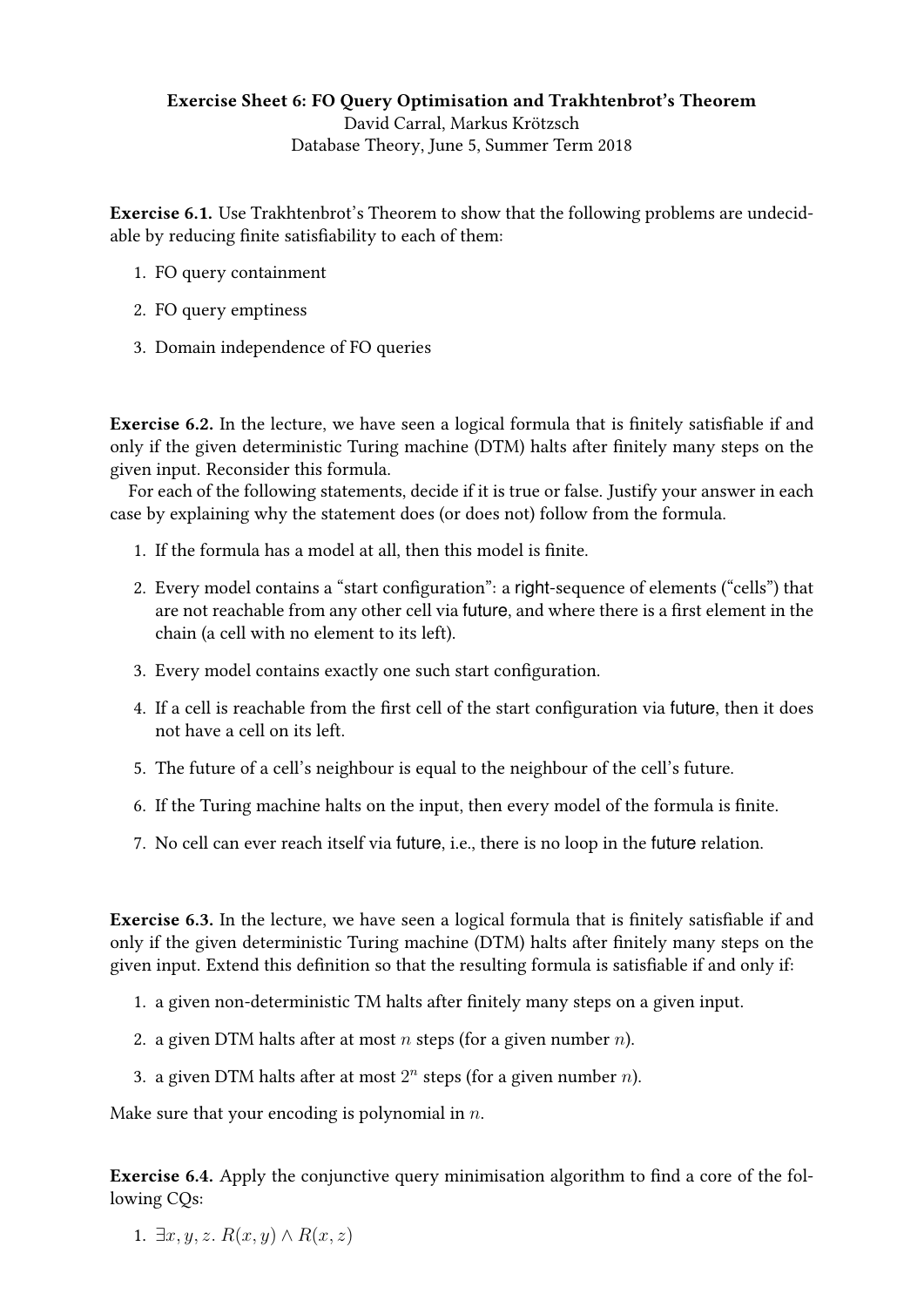**Exercise Sheet 6: FO Query Optimisation and Trakhtenbrot's Theorem**
David Carral, Markus Krötzsch
Database Theory, June 5, Summer Term 2018

**Exercise 6.1.** Use Trakhtenbrot's Theorem to show that the following problems are undecidable by reducing finite satisfiability to each of them:

1. FO query containment
2. FO query emptiness
3. Domain independence of FO queries

**Exercise 6.2.** In the lecture, we have seen a logical formula that is finitely satisfiable if and only if the given deterministic Turing machine (DTM) halts after finitely many steps on the given input. Reconsider this formula.

For each of the following statements, decide if it is true or false. Justify your answer in each case by explaining why the statement does (or does not) follow from the formula.

1. If the formula has a model at all, then this model is finite.
2. Every model contains a "start configuration": a right-sequence of elements ("cells") that are not reachable from any other cell via future, and where there is a first element in the chain (a cell with no element to its left).
3. Every model contains exactly one such start configuration.
4. If a cell is reachable from the first cell of the start configuration via future, then it does not have a cell on its left.
5. The future of a cell's neighbour is equal to the neighbour of the cell's future.
6. If the Turing machine halts on the input, then every model of the formula is finite.
7. No cell can ever reach itself via future, i.e., there is no loop in the future relation.

**Exercise 6.3.** In the lecture, we have seen a logical formula that is finitely satisfiable if and only if the given deterministic Turing machine (DTM) halts after finitely many steps on the given input. Extend this definition so that the resulting formula is satisfiable if and only if:

1. a given non-deterministic TM halts after finitely many steps on a given input.
2. a given DTM halts after at most $n$ steps (for a given number $n$).
3. a given DTM halts after at most $2^n$ steps (for a given number $n$).

Make sure that your encoding is polynomial in $n$.

**Exercise 6.4.** Apply the conjunctive query minimisation algorithm to find a core of the following CQs:

1. $\exists x, y, z.\, R(x, y) \wedge R(x, z)$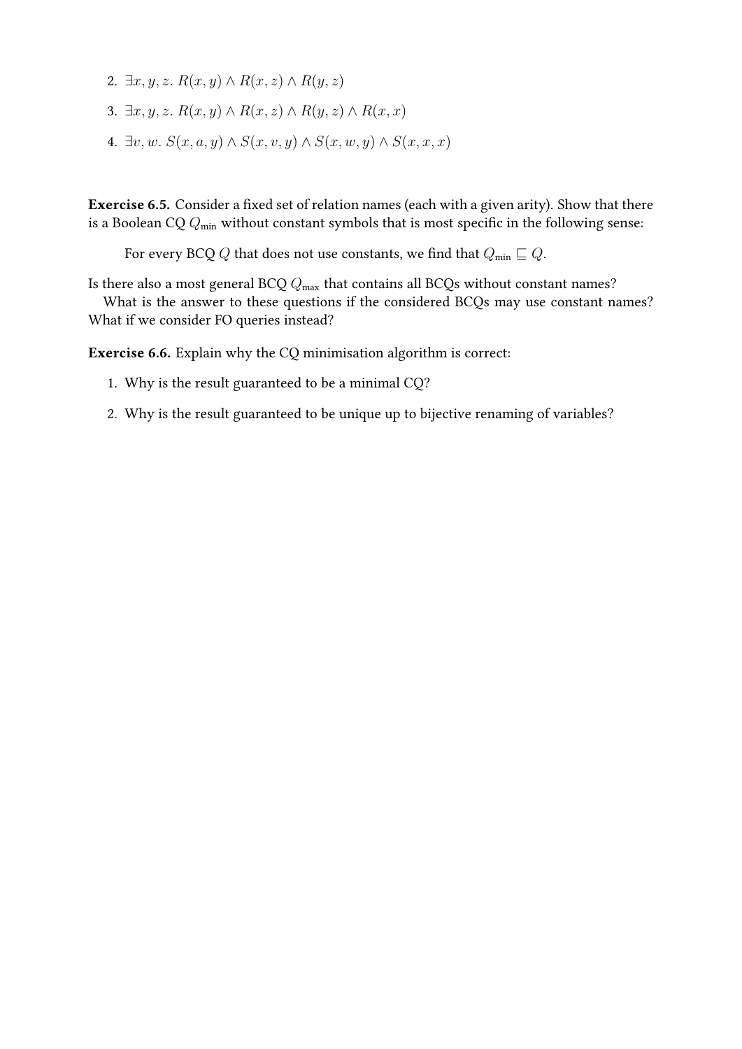2. $\exists x, y, z.\ R(x, y) \wedge R(x, z) \wedge R(y, z)$
3. $\exists x, y, z.\ R(x, y) \wedge R(x, z) \wedge R(y, z) \wedge R(x, x)$
4. $\exists v, w.\ S(x, a, y) \wedge S(x, v, y) \wedge S(x, w, y) \wedge S(x, x, x)$

**Exercise 6.5.** Consider a fixed set of relation names (each with a given arity). Show that there is a Boolean CQ $Q_{\text{min}}$ without constant symbols that is most specific in the following sense:

> For every BCQ $Q$ that does not use constants, we find that $Q_{\text{min}} \sqsubseteq Q$.

Is there also a most general BCQ $Q_{\text{max}}$ that contains all BCQs without constant names?

What is the answer to these questions if the considered BCQs may use constant names? What if we consider FO queries instead?

**Exercise 6.6.** Explain why the CQ minimisation algorithm is correct:

1. Why is the result guaranteed to be a minimal CQ?
2. Why is the result guaranteed to be unique up to bijective renaming of variables?